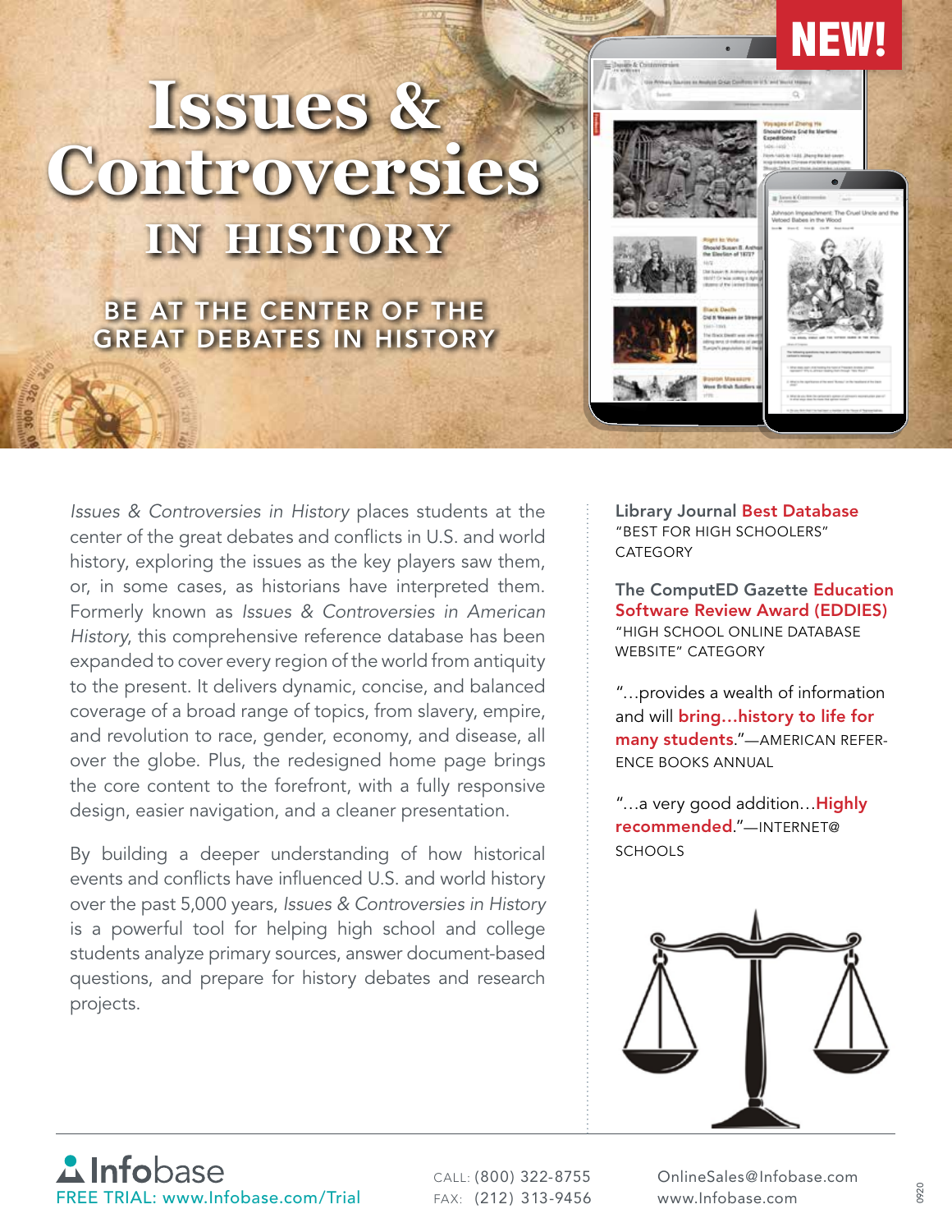# Issues & Controversies in History

NEW!

## BE AT THE CENTER OF THE GREAT DEBATES IN HISTORY

*Issues & Controversies in History* places students at the center of the great debates and conflicts in U.S. and world history, exploring the issues as the key players saw them, or, in some cases, as historians have interpreted them. Formerly known as *Issues & Controversies in American History*, this comprehensive reference database has been expanded to cover every region of the world from antiquity to the present. It delivers dynamic, concise, and balanced coverage of a broad range of topics, from slavery, empire, and revolution to race, gender, economy, and disease, all over the globe. Plus, the redesigned home page brings the core content to the forefront, with a fully responsive design, easier navigation, and a cleaner presentation.

By building a deeper understanding of how historical events and conflicts have influenced U.S. and world history over the past 5,000 years, *Issues & Controversies in History* is a powerful tool for helping high school and college students analyze primary sources, answer document-based questions, and prepare for history debates and research projects.

**Library Journal Best Database**
"BEST FOR HIGH SCHOOLERS" CATEGORY

**The ComputED Gazette Education Software Review Award (EDDIES)**
"HIGH SCHOOL ONLINE DATABASE WEBSITE" CATEGORY

"…provides a wealth of information and will **bring…history to life for many students.**"—AMERICAN REFERENCE BOOKS ANNUAL

"…a very good addition…**Highly recommended.**"—INTERNET@SCHOOLS

Infobase
FREE TRIAL: www.Infobase.com/Trial

CALL: (800) 322-8755
FAX: (212) 313-9456

OnlineSales@Infobase.com
www.Infobase.com

0920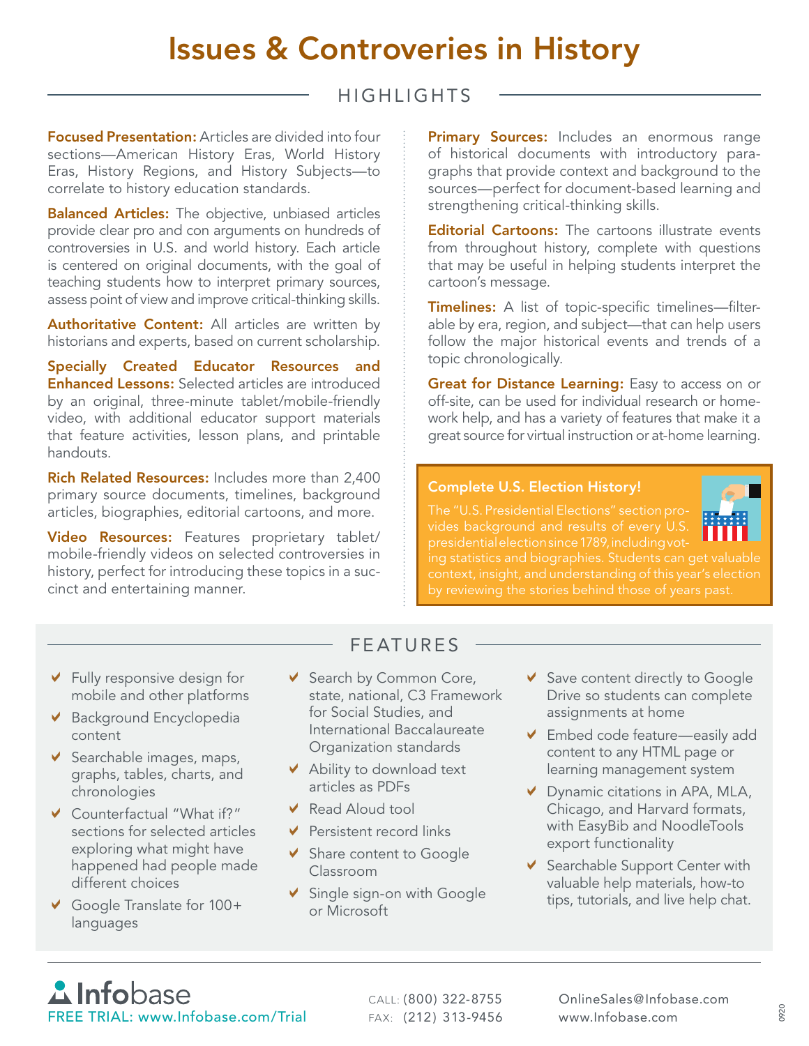# Issues & Controversies in History

## HIGHLIGHTS

**Focused Presentation:** Articles are divided into four sections—American History Eras, World History Eras, History Regions, and History Subjects—to correlate to history education standards.

**Balanced Articles:** The objective, unbiased articles provide clear pro and con arguments on hundreds of controversies in U.S. and world history. Each article is centered on original documents, with the goal of teaching students how to interpret primary sources, assess point of view and improve critical-thinking skills.

**Authoritative Content:** All articles are written by historians and experts, based on current scholarship.

**Specially Created Educator Resources and Enhanced Lessons:** Selected articles are introduced by an original, three-minute tablet/mobile-friendly video, with additional educator support materials that feature activities, lesson plans, and printable handouts.

**Rich Related Resources:** Includes more than 2,400 primary source documents, timelines, background articles, biographies, editorial cartoons, and more.

**Video Resources:** Features proprietary tablet/mobile-friendly videos on selected controversies in history, perfect for introducing these topics in a succinct and entertaining manner.

**Primary Sources:** Includes an enormous range of historical documents with introductory paragraphs that provide context and background to the sources—perfect for document-based learning and strengthening critical-thinking skills.

**Editorial Cartoons:** The cartoons illustrate events from throughout history, complete with questions that may be useful in helping students interpret the cartoon's message.

**Timelines:** A list of topic-specific timelines—filterable by era, region, and subject—that can help users follow the major historical events and trends of a topic chronologically.

**Great for Distance Learning:** Easy to access on or off-site, can be used for individual research or homework help, and has a variety of features that make it a great source for virtual instruction or at-home learning.

**Complete U.S. Election History!**

The "U.S. Presidential Elections" section provides background and results of every U.S. presidential election since 1789, including voting statistics and biographies. Students can get valuable context, insight, and understanding of this year's election by reviewing the stories behind those of years past.

## FEATURES

- Fully responsive design for mobile and other platforms
- Background Encyclopedia content
- Searchable images, maps, graphs, tables, charts, and chronologies
- Counterfactual "What if?" sections for selected articles exploring what might have happened had people made different choices
- Google Translate for 100+ languages
- Search by Common Core, state, national, C3 Framework for Social Studies, and International Baccalaureate Organization standards
- Ability to download text articles as PDFs
- Read Aloud tool
- Persistent record links
- Share content to Google Classroom
- Single sign-on with Google or Microsoft
- Save content directly to Google Drive so students can complete assignments at home
- Embed code feature—easily add content to any HTML page or learning management system
- Dynamic citations in APA, MLA, Chicago, and Harvard formats, with EasyBib and NoodleTools export functionality
- Searchable Support Center with valuable help materials, how-to tips, tutorials, and live help chat.

Infobase

FREE TRIAL: www.Infobase.com/Trial

CALL: (800) 322-8755
FAX: (212) 313-9456

OnlineSales@Infobase.com
www.Infobase.com

0920